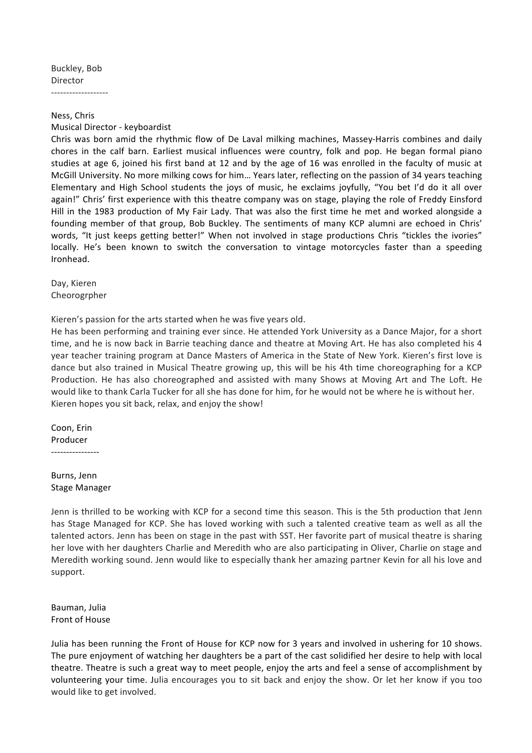Buckley, Bob
Director
-------------------

Ness, Chris
Musical Director - keyboardist

Chris was born amid the rhythmic flow of De Laval milking machines, Massey-Harris combines and daily chores in the calf barn. Earliest musical influences were country, folk and pop. He began formal piano studies at age 6, joined his first band at 12 and by the age of 16 was enrolled in the faculty of music at McGill University. No more milking cows for him… Years later, reflecting on the passion of 34 years teaching Elementary and High School students the joys of music, he exclaims joyfully, "You bet I'd do it all over again!" Chris' first experience with this theatre company was on stage, playing the role of Freddy Einsford Hill in the 1983 production of My Fair Lady. That was also the first time he met and worked alongside a founding member of that group, Bob Buckley. The sentiments of many KCP alumni are echoed in Chris' words, "It just keeps getting better!" When not involved in stage productions Chris "tickles the ivories" locally. He's been known to switch the conversation to vintage motorcycles faster than a speeding Ironhead.

Day, Kieren
Cheorogrpher

Kieren's passion for the arts started when he was five years old.
He has been performing and training ever since. He attended York University as a Dance Major, for a short time, and he is now back in Barrie teaching dance and theatre at Moving Art. He has also completed his 4 year teacher training program at Dance Masters of America in the State of New York. Kieren's first love is dance but also trained in Musical Theatre growing up, this will be his 4th time choreographing for a KCP Production. He has also choreographed and assisted with many Shows at Moving Art and The Loft. He would like to thank Carla Tucker for all she has done for him, for he would not be where he is without her. Kieren hopes you sit back, relax, and enjoy the show!

Coon, Erin
Producer
----------------

Burns, Jenn
Stage Manager

Jenn is thrilled to be working with KCP for a second time this season. This is the 5th production that Jenn has Stage Managed for KCP. She has loved working with such a talented creative team as well as all the talented actors. Jenn has been on stage in the past with SST. Her favorite part of musical theatre is sharing her love with her daughters Charlie and Meredith who are also participating in Oliver, Charlie on stage and Meredith working sound. Jenn would like to especially thank her amazing partner Kevin for all his love and support.

Bauman, Julia
Front of House

Julia has been running the Front of House for KCP now for 3 years and involved in ushering for 10 shows. The pure enjoyment of watching her daughters be a part of the cast solidified her desire to help with local theatre. Theatre is such a great way to meet people, enjoy the arts and feel a sense of accomplishment by volunteering your time. Julia encourages you to sit back and enjoy the show. Or let her know if you too would like to get involved.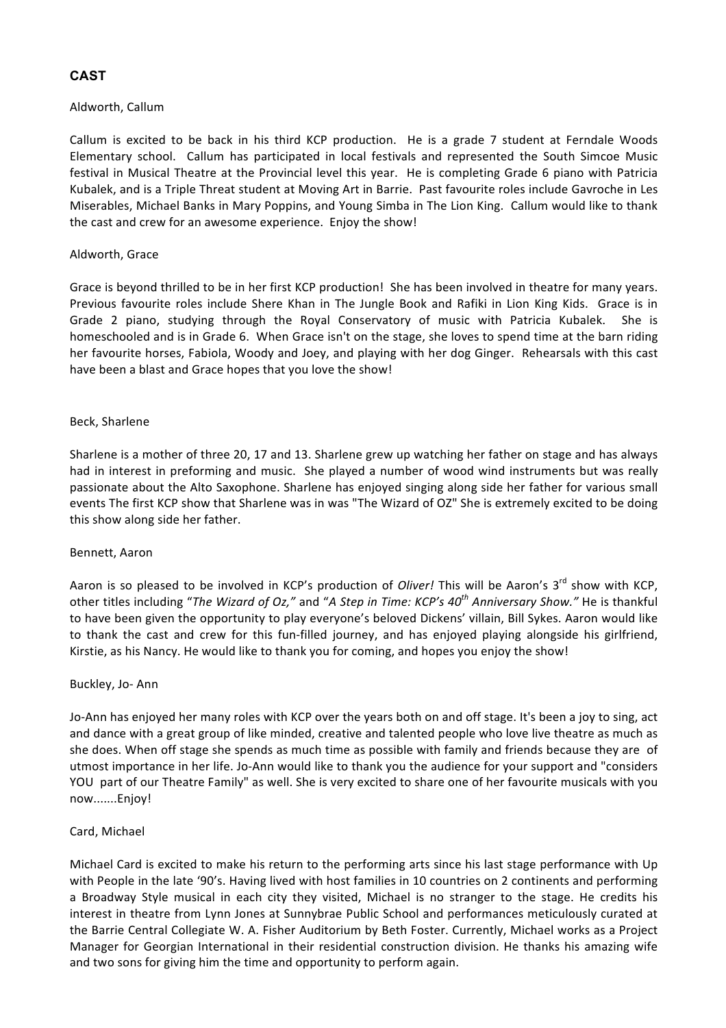## CAST

Aldworth, Callum

Callum is excited to be back in his third KCP production. He is a grade 7 student at Ferndale Woods Elementary school. Callum has participated in local festivals and represented the South Simcoe Music festival in Musical Theatre at the Provincial level this year. He is completing Grade 6 piano with Patricia Kubalek, and is a Triple Threat student at Moving Art in Barrie. Past favourite roles include Gavroche in Les Miserables, Michael Banks in Mary Poppins, and Young Simba in The Lion King. Callum would like to thank the cast and crew for an awesome experience. Enjoy the show!

Aldworth, Grace

Grace is beyond thrilled to be in her first KCP production! She has been involved in theatre for many years. Previous favourite roles include Shere Khan in The Jungle Book and Rafiki in Lion King Kids. Grace is in Grade 2 piano, studying through the Royal Conservatory of music with Patricia Kubalek. She is homeschooled and is in Grade 6. When Grace isn't on the stage, she loves to spend time at the barn riding her favourite horses, Fabiola, Woody and Joey, and playing with her dog Ginger. Rehearsals with this cast have been a blast and Grace hopes that you love the show!

Beck, Sharlene

Sharlene is a mother of three 20, 17 and 13. Sharlene grew up watching her father on stage and has always had in interest in preforming and music. She played a number of wood wind instruments but was really passionate about the Alto Saxophone. Sharlene has enjoyed singing along side her father for various small events The first KCP show that Sharlene was in was "The Wizard of OZ" She is extremely excited to be doing this show along side her father.

Bennett, Aaron

Aaron is so pleased to be involved in KCP's production of *Oliver!* This will be Aaron's 3rd show with KCP, other titles including "*The Wizard of Oz,*" and "*A Step in Time: KCP's 40th Anniversary Show.*" He is thankful to have been given the opportunity to play everyone's beloved Dickens' villain, Bill Sykes. Aaron would like to thank the cast and crew for this fun-filled journey, and has enjoyed playing alongside his girlfriend, Kirstie, as his Nancy. He would like to thank you for coming, and hopes you enjoy the show!

Buckley, Jo- Ann

Jo-Ann has enjoyed her many roles with KCP over the years both on and off stage. It's been a joy to sing, act and dance with a great group of like minded, creative and talented people who love live theatre as much as she does. When off stage she spends as much time as possible with family and friends because they are of utmost importance in her life. Jo-Ann would like to thank you the audience for your support and "considers YOU part of our Theatre Family" as well. She is very excited to share one of her favourite musicals with you now.......Enjoy!

Card, Michael

Michael Card is excited to make his return to the performing arts since his last stage performance with Up with People in the late '90's. Having lived with host families in 10 countries on 2 continents and performing a Broadway Style musical in each city they visited, Michael is no stranger to the stage. He credits his interest in theatre from Lynn Jones at Sunnybrae Public School and performances meticulously curated at the Barrie Central Collegiate W. A. Fisher Auditorium by Beth Foster. Currently, Michael works as a Project Manager for Georgian International in their residential construction division. He thanks his amazing wife and two sons for giving him the time and opportunity to perform again.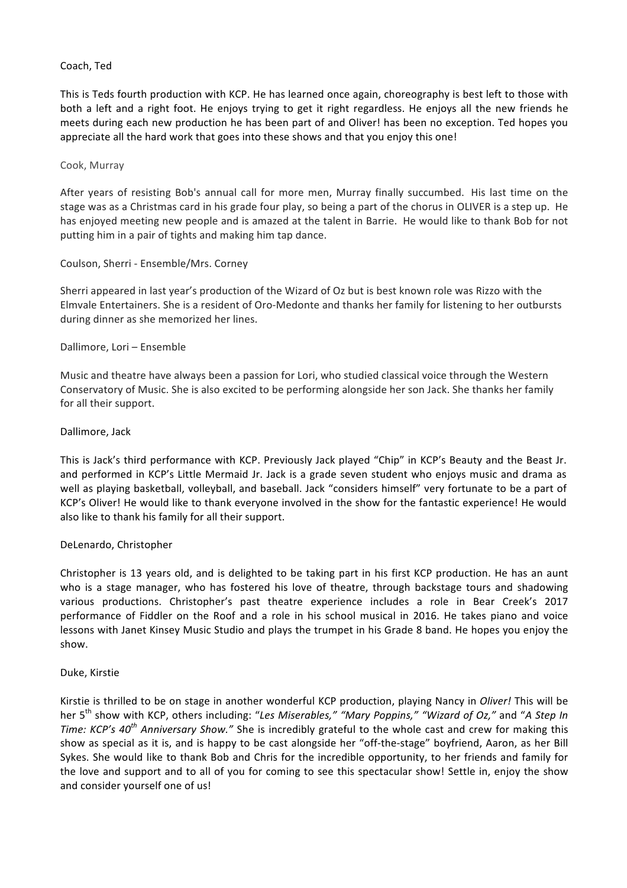Coach, Ted

This is Teds fourth production with KCP. He has learned once again, choreography is best left to those with both a left and a right foot. He enjoys trying to get it right regardless. He enjoys all the new friends he meets during each new production he has been part of and Oliver! has been no exception. Ted hopes you appreciate all the hard work that goes into these shows and that you enjoy this one!

Cook, Murray

After years of resisting Bob's annual call for more men, Murray finally succumbed. His last time on the stage was as a Christmas card in his grade four play, so being a part of the chorus in OLIVER is a step up. He has enjoyed meeting new people and is amazed at the talent in Barrie. He would like to thank Bob for not putting him in a pair of tights and making him tap dance.

Coulson, Sherri - Ensemble/Mrs. Corney

Sherri appeared in last year's production of the Wizard of Oz but is best known role was Rizzo with the Elmvale Entertainers. She is a resident of Oro-Medonte and thanks her family for listening to her outbursts during dinner as she memorized her lines.

Dallimore, Lori – Ensemble

Music and theatre have always been a passion for Lori, who studied classical voice through the Western Conservatory of Music. She is also excited to be performing alongside her son Jack. She thanks her family for all their support.

Dallimore, Jack

This is Jack's third performance with KCP. Previously Jack played "Chip" in KCP's Beauty and the Beast Jr. and performed in KCP's Little Mermaid Jr. Jack is a grade seven student who enjoys music and drama as well as playing basketball, volleyball, and baseball. Jack "considers himself" very fortunate to be a part of KCP's Oliver! He would like to thank everyone involved in the show for the fantastic experience! He would also like to thank his family for all their support.

DeLenardo, Christopher

Christopher is 13 years old, and is delighted to be taking part in his first KCP production. He has an aunt who is a stage manager, who has fostered his love of theatre, through backstage tours and shadowing various productions. Christopher's past theatre experience includes a role in Bear Creek's 2017 performance of Fiddler on the Roof and a role in his school musical in 2016. He takes piano and voice lessons with Janet Kinsey Music Studio and plays the trumpet in his Grade 8 band. He hopes you enjoy the show.

Duke, Kirstie

Kirstie is thrilled to be on stage in another wonderful KCP production, playing Nancy in *Oliver!* This will be her 5th show with KCP, others including: "*Les Miserables,*" "*Mary Poppins,*" "*Wizard of Oz,*" and "*A Step In Time: KCP's 40th Anniversary Show.*" She is incredibly grateful to the whole cast and crew for making this show as special as it is, and is happy to be cast alongside her "off-the-stage" boyfriend, Aaron, as her Bill Sykes. She would like to thank Bob and Chris for the incredible opportunity, to her friends and family for the love and support and to all of you for coming to see this spectacular show! Settle in, enjoy the show and consider yourself one of us!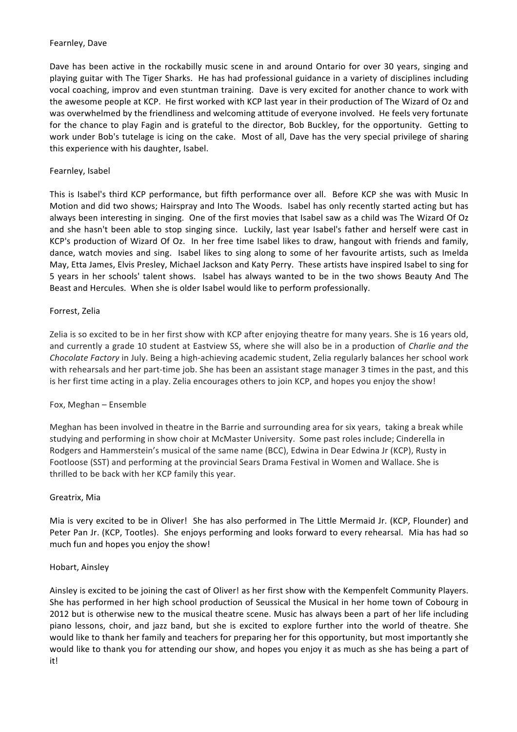Fearnley, Dave

Dave has been active in the rockabilly music scene in and around Ontario for over 30 years, singing and playing guitar with The Tiger Sharks. He has had professional guidance in a variety of disciplines including vocal coaching, improv and even stuntman training. Dave is very excited for another chance to work with the awesome people at KCP. He first worked with KCP last year in their production of The Wizard of Oz and was overwhelmed by the friendliness and welcoming attitude of everyone involved. He feels very fortunate for the chance to play Fagin and is grateful to the director, Bob Buckley, for the opportunity. Getting to work under Bob's tutelage is icing on the cake. Most of all, Dave has the very special privilege of sharing this experience with his daughter, Isabel.

Fearnley, Isabel

This is Isabel's third KCP performance, but fifth performance over all. Before KCP she was with Music In Motion and did two shows; Hairspray and Into The Woods. Isabel has only recently started acting but has always been interesting in singing. One of the first movies that Isabel saw as a child was The Wizard Of Oz and she hasn't been able to stop singing since. Luckily, last year Isabel's father and herself were cast in KCP's production of Wizard Of Oz. In her free time Isabel likes to draw, hangout with friends and family, dance, watch movies and sing. Isabel likes to sing along to some of her favourite artists, such as Imelda May, Etta James, Elvis Presley, Michael Jackson and Katy Perry. These artists have inspired Isabel to sing for 5 years in her schools' talent shows. Isabel has always wanted to be in the two shows Beauty And The Beast and Hercules. When she is older Isabel would like to perform professionally.

Forrest, Zelia

Zelia is so excited to be in her first show with KCP after enjoying theatre for many years. She is 16 years old, and currently a grade 10 student at Eastview SS, where she will also be in a production of *Charlie and the Chocolate Factory* in July. Being a high-achieving academic student, Zelia regularly balances her school work with rehearsals and her part-time job. She has been an assistant stage manager 3 times in the past, and this is her first time acting in a play. Zelia encourages others to join KCP, and hopes you enjoy the show!

Fox, Meghan – Ensemble

Meghan has been involved in theatre in the Barrie and surrounding area for six years, taking a break while studying and performing in show choir at McMaster University. Some past roles include; Cinderella in Rodgers and Hammerstein's musical of the same name (BCC), Edwina in Dear Edwina Jr (KCP), Rusty in Footloose (SST) and performing at the provincial Sears Drama Festival in Women and Wallace. She is thrilled to be back with her KCP family this year.

Greatrix, Mia

Mia is very excited to be in Oliver! She has also performed in The Little Mermaid Jr. (KCP, Flounder) and Peter Pan Jr. (KCP, Tootles). She enjoys performing and looks forward to every rehearsal. Mia has had so much fun and hopes you enjoy the show!

Hobart, Ainsley

Ainsley is excited to be joining the cast of Oliver! as her first show with the Kempenfelt Community Players. She has performed in her high school production of Seussical the Musical in her home town of Cobourg in 2012 but is otherwise new to the musical theatre scene. Music has always been a part of her life including piano lessons, choir, and jazz band, but she is excited to explore further into the world of theatre. She would like to thank her family and teachers for preparing her for this opportunity, but most importantly she would like to thank you for attending our show, and hopes you enjoy it as much as she has being a part of it!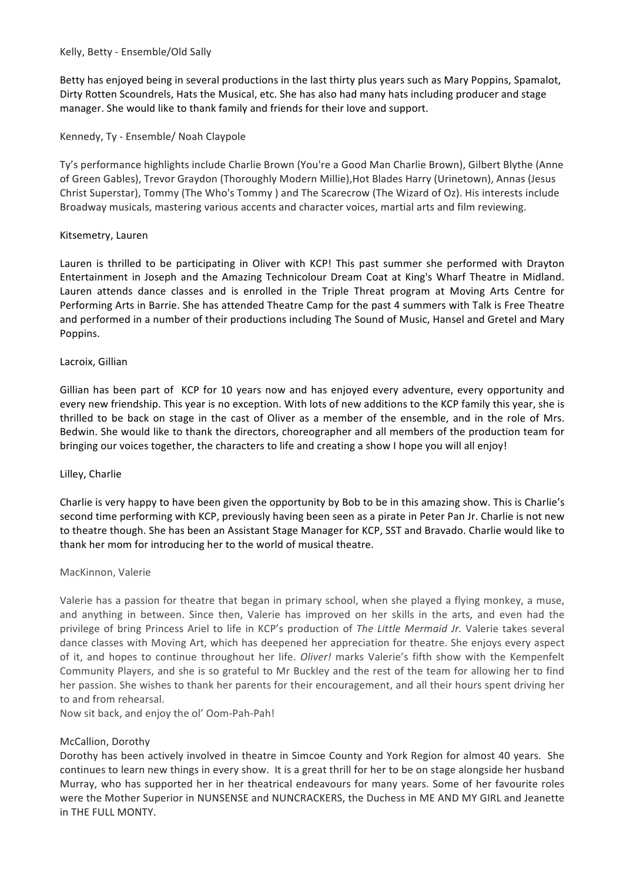Kelly, Betty - Ensemble/Old Sally

Betty has enjoyed being in several productions in the last thirty plus years such as Mary Poppins, Spamalot, Dirty Rotten Scoundrels, Hats the Musical, etc. She has also had many hats including producer and stage manager. She would like to thank family and friends for their love and support.

Kennedy, Ty - Ensemble/ Noah Claypole

Ty's performance highlights include Charlie Brown (You're a Good Man Charlie Brown), Gilbert Blythe (Anne of Green Gables), Trevor Graydon (Thoroughly Modern Millie),Hot Blades Harry (Urinetown), Annas (Jesus Christ Superstar), Tommy (The Who's Tommy ) and The Scarecrow (The Wizard of Oz). His interests include Broadway musicals, mastering various accents and character voices, martial arts and film reviewing.

Kitsemetry, Lauren

Lauren is thrilled to be participating in Oliver with KCP! This past summer she performed with Drayton Entertainment in Joseph and the Amazing Technicolour Dream Coat at King's Wharf Theatre in Midland. Lauren attends dance classes and is enrolled in the Triple Threat program at Moving Arts Centre for Performing Arts in Barrie. She has attended Theatre Camp for the past 4 summers with Talk is Free Theatre and performed in a number of their productions including The Sound of Music, Hansel and Gretel and Mary Poppins.

Lacroix, Gillian

Gillian has been part of KCP for 10 years now and has enjoyed every adventure, every opportunity and every new friendship. This year is no exception. With lots of new additions to the KCP family this year, she is thrilled to be back on stage in the cast of Oliver as a member of the ensemble, and in the role of Mrs. Bedwin. She would like to thank the directors, choreographer and all members of the production team for bringing our voices together, the characters to life and creating a show I hope you will all enjoy!

Lilley, Charlie

Charlie is very happy to have been given the opportunity by Bob to be in this amazing show. This is Charlie's second time performing with KCP, previously having been seen as a pirate in Peter Pan Jr. Charlie is not new to theatre though. She has been an Assistant Stage Manager for KCP, SST and Bravado. Charlie would like to thank her mom for introducing her to the world of musical theatre.

MacKinnon, Valerie

Valerie has a passion for theatre that began in primary school, when she played a flying monkey, a muse, and anything in between. Since then, Valerie has improved on her skills in the arts, and even had the privilege of bring Princess Ariel to life in KCP's production of *The Little Mermaid Jr.* Valerie takes several dance classes with Moving Art, which has deepened her appreciation for theatre. She enjoys every aspect of it, and hopes to continue throughout her life. *Oliver!* marks Valerie's fifth show with the Kempenfelt Community Players, and she is so grateful to Mr Buckley and the rest of the team for allowing her to find her passion. She wishes to thank her parents for their encouragement, and all their hours spent driving her to and from rehearsal.
Now sit back, and enjoy the ol' Oom-Pah-Pah!

McCallion, Dorothy
Dorothy has been actively involved in theatre in Simcoe County and York Region for almost 40 years. She continues to learn new things in every show. It is a great thrill for her to be on stage alongside her husband Murray, who has supported her in her theatrical endeavours for many years. Some of her favourite roles were the Mother Superior in NUNSENSE and NUNCRACKERS, the Duchess in ME AND MY GIRL and Jeanette in THE FULL MONTY.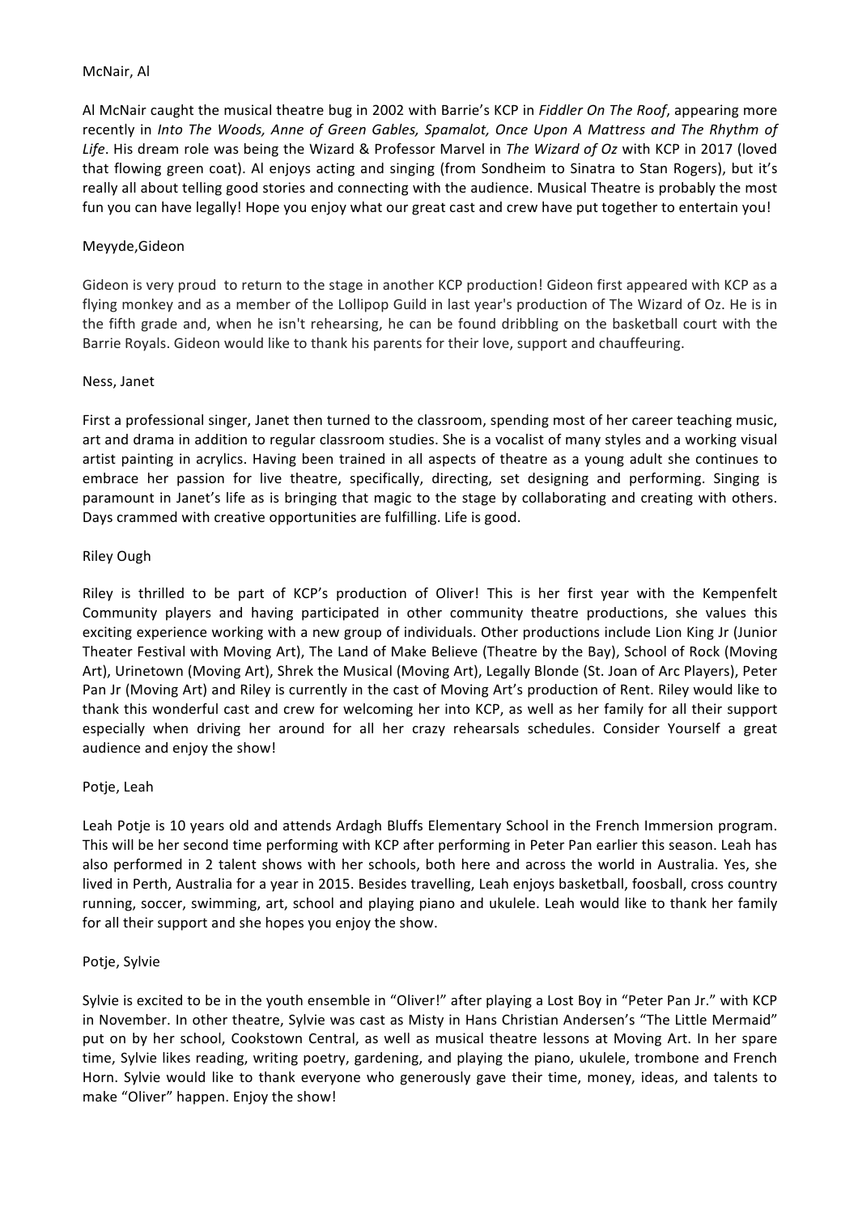McNair, Al

Al McNair caught the musical theatre bug in 2002 with Barrie's KCP in *Fiddler On The Roof*, appearing more recently in *Into The Woods, Anne of Green Gables, Spamalot, Once Upon A Mattress and The Rhythm of Life*. His dream role was being the Wizard & Professor Marvel in *The Wizard of Oz* with KCP in 2017 (loved that flowing green coat). Al enjoys acting and singing (from Sondheim to Sinatra to Stan Rogers), but it's really all about telling good stories and connecting with the audience. Musical Theatre is probably the most fun you can have legally! Hope you enjoy what our great cast and crew have put together to entertain you!

Meyyde,Gideon

Gideon is very proud to return to the stage in another KCP production! Gideon first appeared with KCP as a flying monkey and as a member of the Lollipop Guild in last year's production of The Wizard of Oz. He is in the fifth grade and, when he isn't rehearsing, he can be found dribbling on the basketball court with the Barrie Royals. Gideon would like to thank his parents for their love, support and chauffeuring.

Ness, Janet

First a professional singer, Janet then turned to the classroom, spending most of her career teaching music, art and drama in addition to regular classroom studies. She is a vocalist of many styles and a working visual artist painting in acrylics. Having been trained in all aspects of theatre as a young adult she continues to embrace her passion for live theatre, specifically, directing, set designing and performing. Singing is paramount in Janet's life as is bringing that magic to the stage by collaborating and creating with others. Days crammed with creative opportunities are fulfilling. Life is good.

Riley Ough

Riley is thrilled to be part of KCP's production of Oliver! This is her first year with the Kempenfelt Community players and having participated in other community theatre productions, she values this exciting experience working with a new group of individuals. Other productions include Lion King Jr (Junior Theater Festival with Moving Art), The Land of Make Believe (Theatre by the Bay), School of Rock (Moving Art), Urinetown (Moving Art), Shrek the Musical (Moving Art), Legally Blonde (St. Joan of Arc Players), Peter Pan Jr (Moving Art) and Riley is currently in the cast of Moving Art's production of Rent. Riley would like to thank this wonderful cast and crew for welcoming her into KCP, as well as her family for all their support especially when driving her around for all her crazy rehearsals schedules. Consider Yourself a great audience and enjoy the show!

Potje, Leah

Leah Potje is 10 years old and attends Ardagh Bluffs Elementary School in the French Immersion program. This will be her second time performing with KCP after performing in Peter Pan earlier this season. Leah has also performed in 2 talent shows with her schools, both here and across the world in Australia. Yes, she lived in Perth, Australia for a year in 2015. Besides travelling, Leah enjoys basketball, foosball, cross country running, soccer, swimming, art, school and playing piano and ukulele. Leah would like to thank her family for all their support and she hopes you enjoy the show.

Potje, Sylvie

Sylvie is excited to be in the youth ensemble in "Oliver!" after playing a Lost Boy in "Peter Pan Jr." with KCP in November. In other theatre, Sylvie was cast as Misty in Hans Christian Andersen's "The Little Mermaid" put on by her school, Cookstown Central, as well as musical theatre lessons at Moving Art. In her spare time, Sylvie likes reading, writing poetry, gardening, and playing the piano, ukulele, trombone and French Horn. Sylvie would like to thank everyone who generously gave their time, money, ideas, and talents to make "Oliver" happen. Enjoy the show!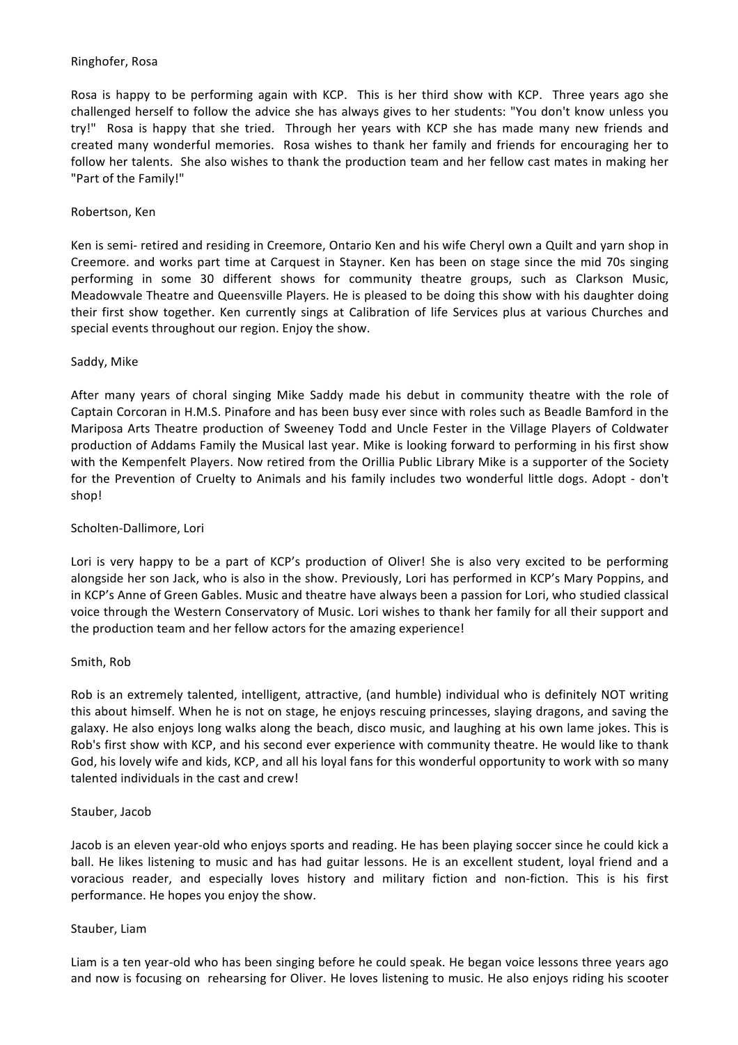Ringhofer, Rosa

Rosa is happy to be performing again with KCP. This is her third show with KCP. Three years ago she challenged herself to follow the advice she has always gives to her students: "You don't know unless you try!" Rosa is happy that she tried. Through her years with KCP she has made many new friends and created many wonderful memories. Rosa wishes to thank her family and friends for encouraging her to follow her talents. She also wishes to thank the production team and her fellow cast mates in making her "Part of the Family!"

Robertson, Ken

Ken is semi- retired and residing in Creemore, Ontario Ken and his wife Cheryl own a Quilt and yarn shop in Creemore. and works part time at Carquest in Stayner. Ken has been on stage since the mid 70s singing performing in some 30 different shows for community theatre groups, such as Clarkson Music, Meadowvale Theatre and Queensville Players. He is pleased to be doing this show with his daughter doing their first show together. Ken currently sings at Calibration of life Services plus at various Churches and special events throughout our region. Enjoy the show.

Saddy, Mike

After many years of choral singing Mike Saddy made his debut in community theatre with the role of Captain Corcoran in H.M.S. Pinafore and has been busy ever since with roles such as Beadle Bamford in the Mariposa Arts Theatre production of Sweeney Todd and Uncle Fester in the Village Players of Coldwater production of Addams Family the Musical last year. Mike is looking forward to performing in his first show with the Kempenfelt Players. Now retired from the Orillia Public Library Mike is a supporter of the Society for the Prevention of Cruelty to Animals and his family includes two wonderful little dogs. Adopt - don't shop!

Scholten-Dallimore, Lori

Lori is very happy to be a part of KCP's production of Oliver! She is also very excited to be performing alongside her son Jack, who is also in the show. Previously, Lori has performed in KCP's Mary Poppins, and in KCP's Anne of Green Gables. Music and theatre have always been a passion for Lori, who studied classical voice through the Western Conservatory of Music. Lori wishes to thank her family for all their support and the production team and her fellow actors for the amazing experience!

Smith, Rob

Rob is an extremely talented, intelligent, attractive, (and humble) individual who is definitely NOT writing this about himself. When he is not on stage, he enjoys rescuing princesses, slaying dragons, and saving the galaxy. He also enjoys long walks along the beach, disco music, and laughing at his own lame jokes. This is Rob's first show with KCP, and his second ever experience with community theatre. He would like to thank God, his lovely wife and kids, KCP, and all his loyal fans for this wonderful opportunity to work with so many talented individuals in the cast and crew!

Stauber, Jacob

Jacob is an eleven year-old who enjoys sports and reading. He has been playing soccer since he could kick a ball. He likes listening to music and has had guitar lessons. He is an excellent student, loyal friend and a voracious reader, and especially loves history and military fiction and non-fiction. This is his first performance. He hopes you enjoy the show.

Stauber, Liam

Liam is a ten year-old who has been singing before he could speak. He began voice lessons three years ago and now is focusing on rehearsing for Oliver. He loves listening to music. He also enjoys riding his scooter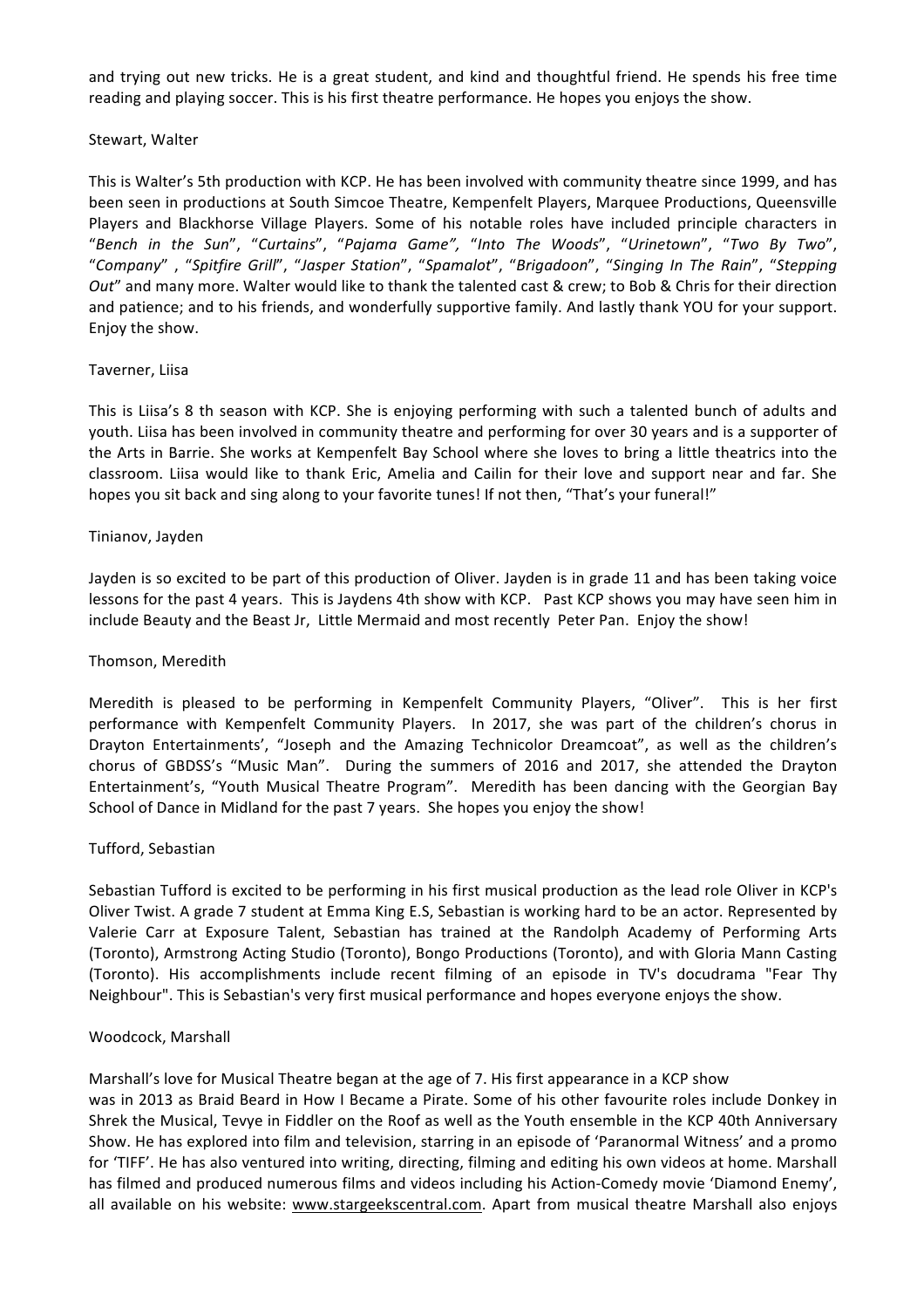and trying out new tricks. He is a great student, and kind and thoughtful friend. He spends his free time reading and playing soccer. This is his first theatre performance. He hopes you enjoys the show.

Stewart, Walter

This is Walter's 5th production with KCP. He has been involved with community theatre since 1999, and has been seen in productions at South Simcoe Theatre, Kempenfelt Players, Marquee Productions, Queensville Players and Blackhorse Village Players. Some of his notable roles have included principle characters in "*Bench in the Sun*", "*Curtains*", "*Pajama Game",* "*Into The Woods*", "*Urinetown*", "*Two By Two*", "*Company*" , "*Spitfire Grill*", "*Jasper Station*", "*Spamalot*", "*Brigadoon*", "*Singing In The Rain*", "*Stepping Out*" and many more. Walter would like to thank the talented cast & crew; to Bob & Chris for their direction and patience; and to his friends, and wonderfully supportive family. And lastly thank YOU for your support. Enjoy the show.

Taverner, Liisa

This is Liisa's 8 th season with KCP. She is enjoying performing with such a talented bunch of adults and youth. Liisa has been involved in community theatre and performing for over 30 years and is a supporter of the Arts in Barrie. She works at Kempenfelt Bay School where she loves to bring a little theatrics into the classroom. Liisa would like to thank Eric, Amelia and Cailin for their love and support near and far. She hopes you sit back and sing along to your favorite tunes! If not then, "That's your funeral!"

Tinianov, Jayden

Jayden is so excited to be part of this production of Oliver. Jayden is in grade 11 and has been taking voice lessons for the past 4 years. This is Jaydens 4th show with KCP. Past KCP shows you may have seen him in include Beauty and the Beast Jr, Little Mermaid and most recently Peter Pan. Enjoy the show!

Thomson, Meredith

Meredith is pleased to be performing in Kempenfelt Community Players, "Oliver". This is her first performance with Kempenfelt Community Players. In 2017, she was part of the children's chorus in Drayton Entertainments', "Joseph and the Amazing Technicolor Dreamcoat", as well as the children's chorus of GBDSS's "Music Man". During the summers of 2016 and 2017, she attended the Drayton Entertainment's, "Youth Musical Theatre Program". Meredith has been dancing with the Georgian Bay School of Dance in Midland for the past 7 years. She hopes you enjoy the show!

Tufford, Sebastian

Sebastian Tufford is excited to be performing in his first musical production as the lead role Oliver in KCP's Oliver Twist. A grade 7 student at Emma King E.S, Sebastian is working hard to be an actor. Represented by Valerie Carr at Exposure Talent, Sebastian has trained at the Randolph Academy of Performing Arts (Toronto), Armstrong Acting Studio (Toronto), Bongo Productions (Toronto), and with Gloria Mann Casting (Toronto). His accomplishments include recent filming of an episode in TV's docudrama "Fear Thy Neighbour". This is Sebastian's very first musical performance and hopes everyone enjoys the show.

Woodcock, Marshall

Marshall's love for Musical Theatre began at the age of 7. His first appearance in a KCP show was in 2013 as Braid Beard in How I Became a Pirate. Some of his other favourite roles include Donkey in Shrek the Musical, Tevye in Fiddler on the Roof as well as the Youth ensemble in the KCP 40th Anniversary Show. He has explored into film and television, starring in an episode of 'Paranormal Witness' and a promo for 'TIFF'. He has also ventured into writing, directing, filming and editing his own videos at home. Marshall has filmed and produced numerous films and videos including his Action-Comedy movie 'Diamond Enemy', all available on his website: www.stargeekscentral.com. Apart from musical theatre Marshall also enjoys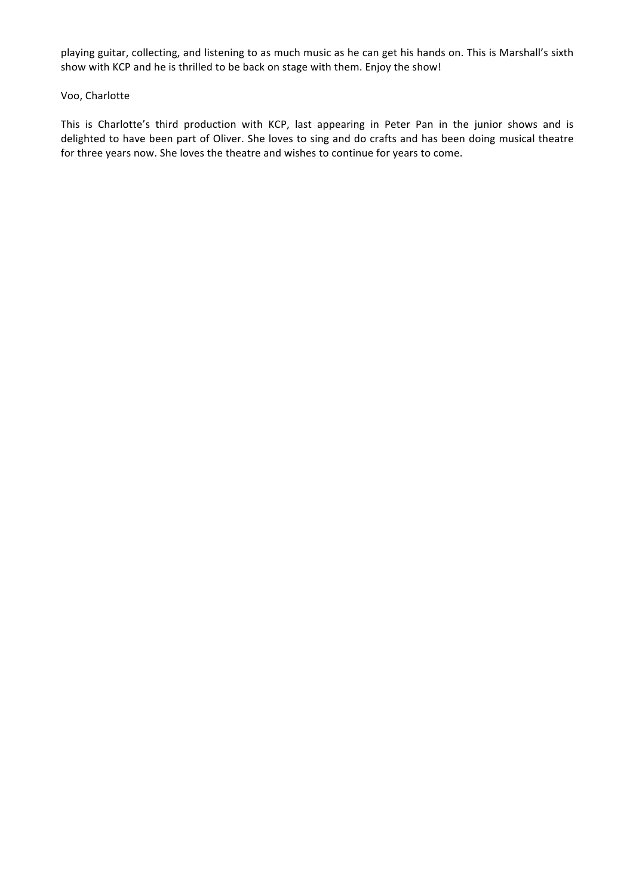playing guitar, collecting, and listening to as much music as he can get his hands on. This is Marshall's sixth show with KCP and he is thrilled to be back on stage with them. Enjoy the show!

Voo, Charlotte

This is Charlotte's third production with KCP, last appearing in Peter Pan in the junior shows and is delighted to have been part of Oliver. She loves to sing and do crafts and has been doing musical theatre for three years now. She loves the theatre and wishes to continue for years to come.